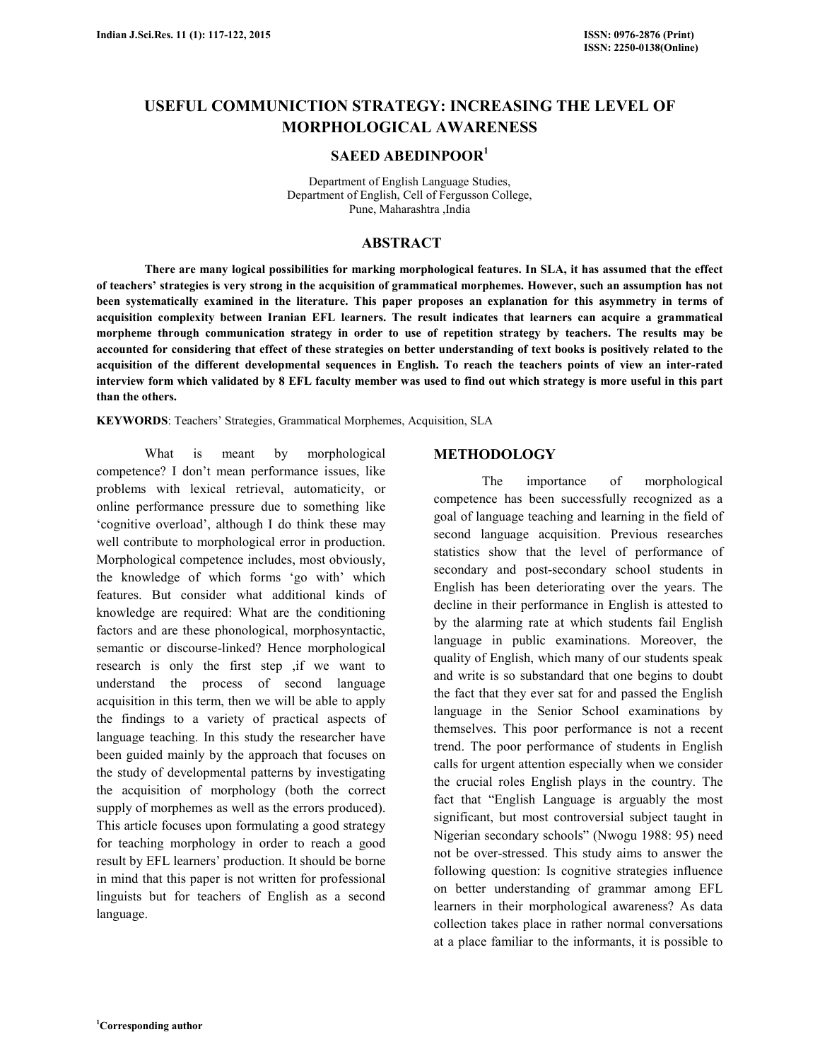# USEFUL COMMUNICTION STRATEGY: INCREASING THE LEVEL OF MORPHOLOGICAL AWARENESS

## SAEED ABEDINPOOR[1]

Department of English Language Studies,
Department of English, Cell of Fergusson College,
Pune, Maharashtra ,India

## ABSTRACT

**There are many logical possibilities for marking morphological features. In SLA, it has assumed that the effect of teachers' strategies is very strong in the acquisition of grammatical morphemes. However, such an assumption has not been systematically examined in the literature. This paper proposes an explanation for this asymmetry in terms of acquisition complexity between Iranian EFL learners. The result indicates that learners can acquire a grammatical morpheme through communication strategy in order to use of repetition strategy by teachers. The results may be accounted for considering that effect of these strategies on better understanding of text books is positively related to the acquisition of the different developmental sequences in English. To reach the teachers points of view an inter-rated interview form which validated by 8 EFL faculty member was used to find out which strategy is more useful in this part than the others.**

**KEYWORDS**: Teachers' Strategies, Grammatical Morphemes, Acquisition, SLA

What is meant by morphological competence? I don't mean performance issues, like problems with lexical retrieval, automaticity, or online performance pressure due to something like 'cognitive overload', although I do think these may well contribute to morphological error in production. Morphological competence includes, most obviously, the knowledge of which forms 'go with' which features. But consider what additional kinds of knowledge are required: What are the conditioning factors and are these phonological, morphosyntactic, semantic or discourse-linked? Hence morphological research is only the first step ,if we want to understand the process of second language acquisition in this term, then we will be able to apply the findings to a variety of practical aspects of language teaching. In this study the researcher have been guided mainly by the approach that focuses on the study of developmental patterns by investigating the acquisition of morphology (both the correct supply of morphemes as well as the errors produced). This article focuses upon formulating a good strategy for teaching morphology in order to reach a good result by EFL learners' production. It should be borne in mind that this paper is not written for professional linguists but for teachers of English as a second language.

## METHODOLOGY

The importance of morphological competence has been successfully recognized as a goal of language teaching and learning in the field of second language acquisition. Previous researches statistics show that the level of performance of secondary and post-secondary school students in English has been deteriorating over the years. The decline in their performance in English is attested to by the alarming rate at which students fail English language in public examinations. Moreover, the quality of English, which many of our students speak and write is so substandard that one begins to doubt the fact that they ever sat for and passed the English language in the Senior School examinations by themselves. This poor performance is not a recent trend. The poor performance of students in English calls for urgent attention especially when we consider the crucial roles English plays in the country. The fact that "English Language is arguably the most significant, but most controversial subject taught in Nigerian secondary schools" (Nwogu 1988: 95) need not be over-stressed. This study aims to answer the following question: Is cognitive strategies influence on better understanding of grammar among EFL learners in their morphological awareness? As data collection takes place in rather normal conversations at a place familiar to the informants, it is possible to

[1]Corresponding author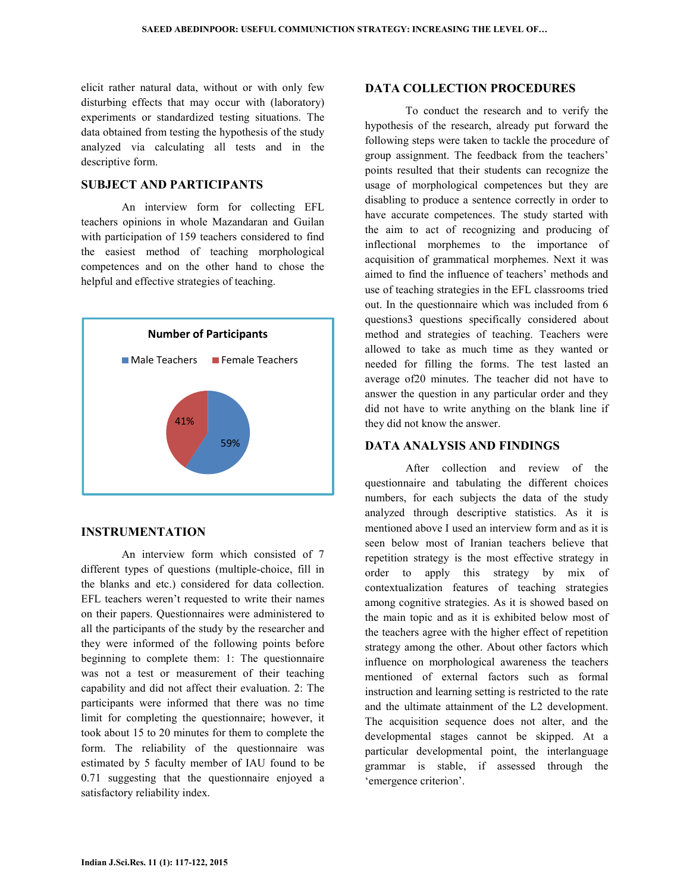elicit rather natural data, without or with only few disturbing effects that may occur with (laboratory) experiments or standardized testing situations. The data obtained from testing the hypothesis of the study analyzed via calculating all tests and in the descriptive form.

## SUBJECT AND PARTICIPANTS

An interview form for collecting EFL teachers opinions in whole Mazandaran and Guilan with participation of 159 teachers considered to find the easiest method of teaching morphological competences and on the other hand to chose the helpful and effective strategies of teaching.

Number of Participants

Male Teachers: 59%
Female Teachers: 41%

## INSTRUMENTATION

An interview form which consisted of 7 different types of questions (multiple-choice, fill in the blanks and etc.) considered for data collection. EFL teachers weren't requested to write their names on their papers. Questionnaires were administered to all the participants of the study by the researcher and they were informed of the following points before beginning to complete them: 1: The questionnaire was not a test or measurement of their teaching capability and did not affect their evaluation. 2: The participants were informed that there was no time limit for completing the questionnaire; however, it took about 15 to 20 minutes for them to complete the form. The reliability of the questionnaire was estimated by 5 faculty member of IAU found to be 0.71 suggesting that the questionnaire enjoyed a satisfactory reliability index.

## DATA COLLECTION PROCEDURES

To conduct the research and to verify the hypothesis of the research, already put forward the following steps were taken to tackle the procedure of group assignment. The feedback from the teachers' points resulted that their students can recognize the usage of morphological competences but they are disabling to produce a sentence correctly in order to have accurate competences. The study started with the aim to act of recognizing and producing of inflectional morphemes to the importance of acquisition of grammatical morphemes. Next it was aimed to find the influence of teachers' methods and use of teaching strategies in the EFL classrooms tried out. In the questionnaire which was included from 6 questions3 questions specifically considered about method and strategies of teaching. Teachers were allowed to take as much time as they wanted or needed for filling the forms. The test lasted an average of20 minutes. The teacher did not have to answer the question in any particular order and they did not have to write anything on the blank line if they did not know the answer.

## DATA ANALYSIS AND FINDINGS

After collection and review of the questionnaire and tabulating the different choices numbers, for each subjects the data of the study analyzed through descriptive statistics. As it is mentioned above I used an interview form and as it is seen below most of Iranian teachers believe that repetition strategy is the most effective strategy in order to apply this strategy by mix of contextualization features of teaching strategies among cognitive strategies. As it is showed based on the main topic and as it is exhibited below most of the teachers agree with the higher effect of repetition strategy among the other. About other factors which influence on morphological awareness the teachers mentioned of external factors such as formal instruction and learning setting is restricted to the rate and the ultimate attainment of the L2 development. The acquisition sequence does not alter, and the developmental stages cannot be skipped. At a particular developmental point, the interlanguage grammar is stable, if assessed through the 'emergence criterion'.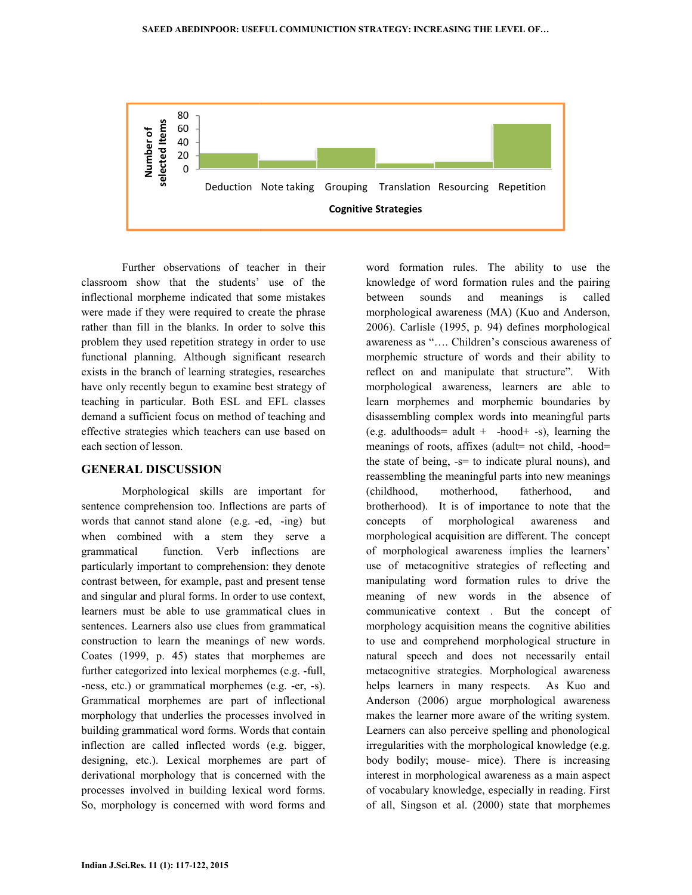Further observations of teacher in their classroom show that the students' use of the inflectional morpheme indicated that some mistakes were made if they were required to create the phrase rather than fill in the blanks. In order to solve this problem they used repetition strategy in order to use functional planning. Although significant research exists in the branch of learning strategies, researches have only recently begun to examine best strategy of teaching in particular. Both ESL and EFL classes demand a sufficient focus on method of teaching and effective strategies which teachers can use based on each section of lesson.

## GENERAL DISCUSSION

Morphological skills are important for sentence comprehension too. Inflections are parts of words that cannot stand alone (e.g. -ed, -ing) but when combined with a stem they serve a grammatical function. Verb inflections are particularly important to comprehension: they denote contrast between, for example, past and present tense and singular and plural forms. In order to use context, learners must be able to use grammatical clues in sentences. Learners also use clues from grammatical construction to learn the meanings of new words. Coates (1999, p. 45) states that morphemes are further categorized into lexical morphemes (e.g. -full, -ness, etc.) or grammatical morphemes (e.g. -er, -s). Grammatical morphemes are part of inflectional morphology that underlies the processes involved in building grammatical word forms. Words that contain inflection are called inflected words (e.g. bigger, designing, etc.). Lexical morphemes are part of derivational morphology that is concerned with the processes involved in building lexical word forms. So, morphology is concerned with word forms and word formation rules. The ability to use the knowledge of word formation rules and the pairing between sounds and meanings is called morphological awareness (MA) (Kuo and Anderson, 2006). Carlisle (1995, p. 94) defines morphological awareness as "…. Children's conscious awareness of morphemic structure of words and their ability to reflect on and manipulate that structure". With morphological awareness, learners are able to learn morphemes and morphemic boundaries by disassembling complex words into meaningful parts (e.g. adulthoods= adult + -hood+ -s), learning the meanings of roots, affixes (adult= not child, -hood= the state of being, -s= to indicate plural nouns), and reassembling the meaningful parts into new meanings (childhood, motherhood, fatherhood, and brotherhood). It is of importance to note that the concepts of morphological awareness and morphological acquisition are different. The concept of morphological awareness implies the learners' use of metacognitive strategies of reflecting and manipulating word formation rules to drive the meaning of new words in the absence of communicative context . But the concept of morphology acquisition means the cognitive abilities to use and comprehend morphological structure in natural speech and does not necessarily entail metacognitive strategies. Morphological awareness helps learners in many respects. As Kuo and Anderson (2006) argue morphological awareness makes the learner more aware of the writing system. Learners can also perceive spelling and phonological irregularities with the morphological knowledge (e.g. body bodily; mouse- mice). There is increasing interest in morphological awareness as a main aspect of vocabulary knowledge, especially in reading. First of all, Singson et al. (2000) state that morphemes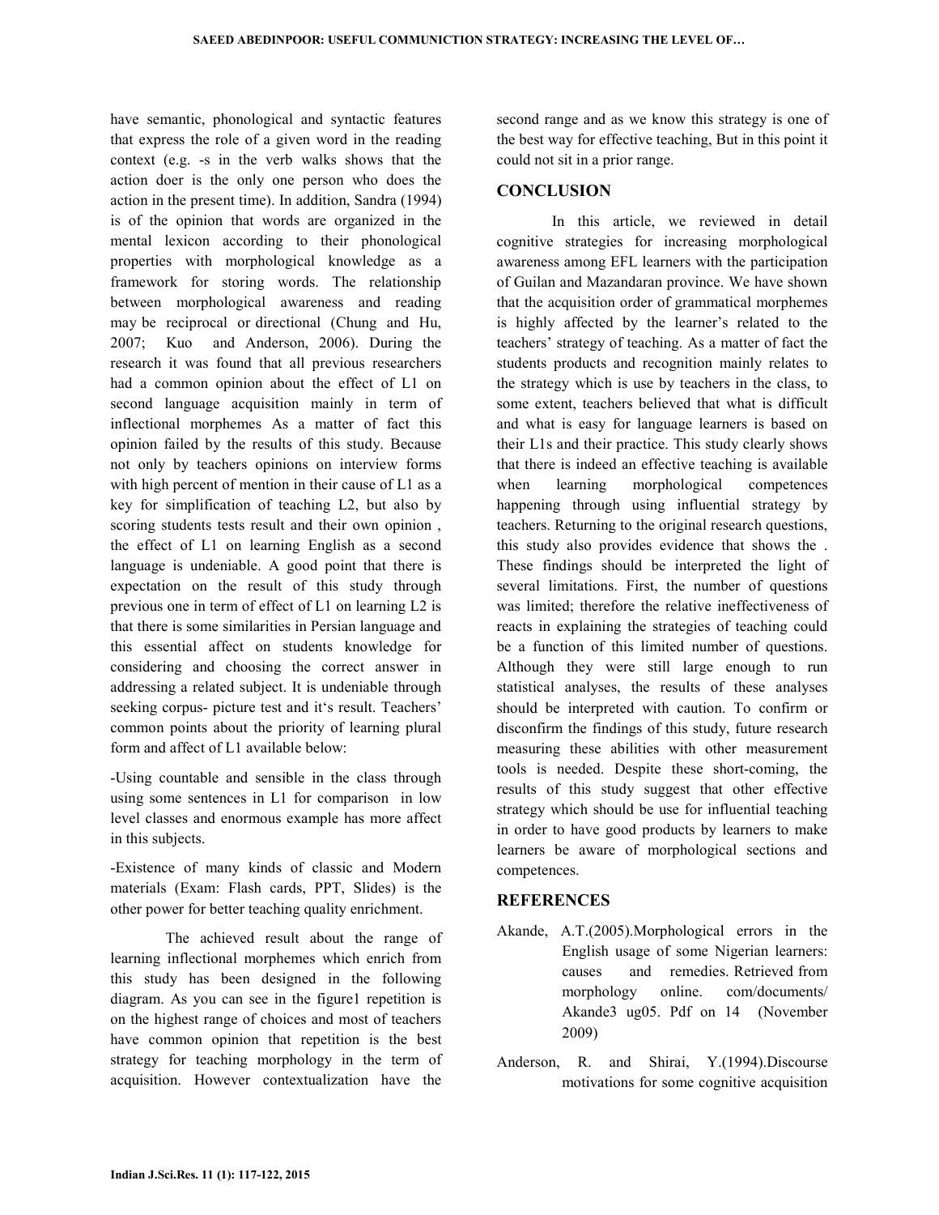have semantic, phonological and syntactic features that express the role of a given word in the reading context (e.g. -s in the verb walks shows that the action doer is the only one person who does the action in the present time). In addition, Sandra (1994) is of the opinion that words are organized in the mental lexicon according to their phonological properties with morphological knowledge as a framework for storing words. The relationship between morphological awareness and reading may be reciprocal or directional (Chung and Hu, 2007; Kuo and Anderson, 2006). During the research it was found that all previous researchers had a common opinion about the effect of L1 on second language acquisition mainly in term of inflectional morphemes As a matter of fact this opinion failed by the results of this study. Because not only by teachers opinions on interview forms with high percent of mention in their cause of L1 as a key for simplification of teaching L2, but also by scoring students tests result and their own opinion , the effect of L1 on learning English as a second language is undeniable. A good point that there is expectation on the result of this study through previous one in term of effect of L1 on learning L2 is that there is some similarities in Persian language and this essential affect on students knowledge for considering and choosing the correct answer in addressing a related subject. It is undeniable through seeking corpus- picture test and it's result. Teachers' common points about the priority of learning plural form and affect of L1 available below:

-Using countable and sensible in the class through using some sentences in L1 for comparison in low level classes and enormous example has more affect in this subjects.

-Existence of many kinds of classic and Modern materials (Exam: Flash cards, PPT, Slides) is the other power for better teaching quality enrichment.

The achieved result about the range of learning inflectional morphemes which enrich from this study has been designed in the following diagram. As you can see in the figure1 repetition is on the highest range of choices and most of teachers have common opinion that repetition is the best strategy for teaching morphology in the term of acquisition. However contextualization have the second range and as we know this strategy is one of the best way for effective teaching, But in this point it could not sit in a prior range.

## CONCLUSION

In this article, we reviewed in detail cognitive strategies for increasing morphological awareness among EFL learners with the participation of Guilan and Mazandaran province. We have shown that the acquisition order of grammatical morphemes is highly affected by the learner's related to the teachers' strategy of teaching. As a matter of fact the students products and recognition mainly relates to the strategy which is use by teachers in the class, to some extent, teachers believed that what is difficult and what is easy for language learners is based on their L1s and their practice. This study clearly shows that there is indeed an effective teaching is available when learning morphological competences happening through using influential strategy by teachers. Returning to the original research questions, this study also provides evidence that shows the . These findings should be interpreted the light of several limitations. First, the number of questions was limited; therefore the relative ineffectiveness of reacts in explaining the strategies of teaching could be a function of this limited number of questions. Although they were still large enough to run statistical analyses, the results of these analyses should be interpreted with caution. To confirm or disconfirm the findings of this study, future research measuring these abilities with other measurement tools is needed. Despite these short-coming, the results of this study suggest that other effective strategy which should be use for influential teaching in order to have good products by learners to make learners be aware of morphological sections and competences.

## REFERENCES

Akande, A.T.(2005).Morphological errors in the English usage of some Nigerian learners: causes and remedies. Retrieved from morphology online. com/documents/ Akande3 ug05. Pdf on 14 (November 2009)

Anderson, R. and Shirai, Y.(1994).Discourse motivations for some cognitive acquisition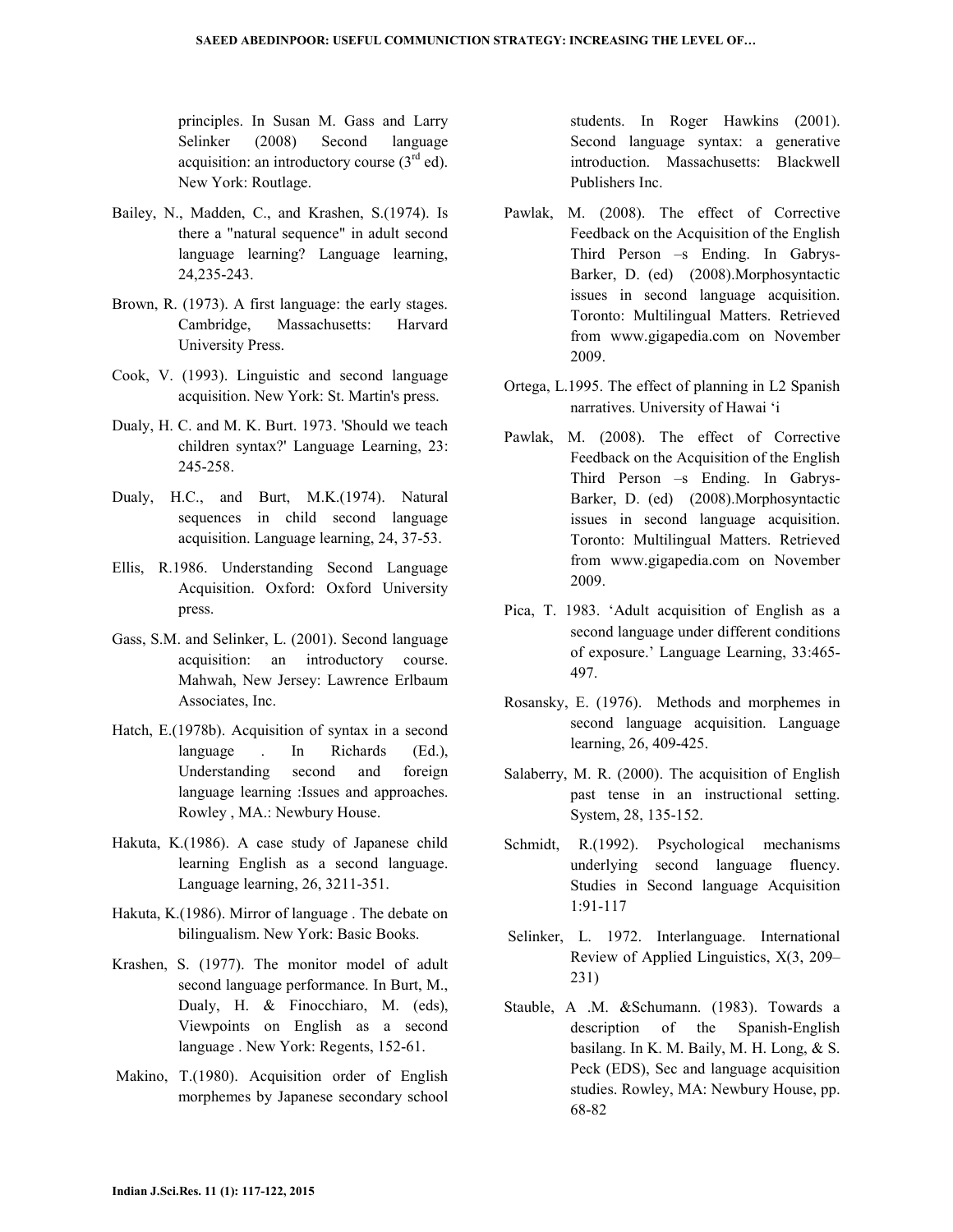principles. In Susan M. Gass and Larry Selinker (2008) Second language acquisition: an introductory course (3rd ed). New York: Routlage.

Bailey, N., Madden, C., and Krashen, S.(1974). Is there a "natural sequence" in adult second language learning? Language learning, 24,235-243.

Brown, R. (1973). A first language: the early stages. Cambridge, Massachusetts: Harvard University Press.

Cook, V. (1993). Linguistic and second language acquisition. New York: St. Martin's press.

Dualy, H. C. and M. K. Burt. 1973. 'Should we teach children syntax?' Language Learning, 23: 245-258.

Dualy, H.C., and Burt, M.K.(1974). Natural sequences in child second language acquisition. Language learning, 24, 37-53.

Ellis, R.1986. Understanding Second Language Acquisition. Oxford: Oxford University press.

Gass, S.M. and Selinker, L. (2001). Second language acquisition: an introductory course. Mahwah, New Jersey: Lawrence Erlbaum Associates, Inc.

Hatch, E.(1978b). Acquisition of syntax in a second language . In Richards (Ed.), Understanding second and foreign language learning :Issues and approaches. Rowley , MA.: Newbury House.

Hakuta, K.(1986). A case study of Japanese child learning English as a second language. Language learning, 26, 3211-351.

Hakuta, K.(1986). Mirror of language . The debate on bilingualism. New York: Basic Books.

Krashen, S. (1977). The monitor model of adult second language performance. In Burt, M., Dualy, H. & Finocchiaro, M. (eds), Viewpoints on English as a second language . New York: Regents, 152-61.

Makino, T.(1980). Acquisition order of English morphemes by Japanese secondary school students. In Roger Hawkins (2001). Second language syntax: a generative introduction. Massachusetts: Blackwell Publishers Inc.

Pawlak, M. (2008). The effect of Corrective Feedback on the Acquisition of the English Third Person –s Ending. In Gabrys-Barker, D. (ed) (2008).Morphosyntactic issues in second language acquisition. Toronto: Multilingual Matters. Retrieved from www.gigapedia.com on November 2009.

Ortega, L.1995. The effect of planning in L2 Spanish narratives. University of Hawai 'i

Pawlak, M. (2008). The effect of Corrective Feedback on the Acquisition of the English Third Person –s Ending. In Gabrys-Barker, D. (ed) (2008).Morphosyntactic issues in second language acquisition. Toronto: Multilingual Matters. Retrieved from www.gigapedia.com on November 2009.

Pica, T. 1983. 'Adult acquisition of English as a second language under different conditions of exposure.' Language Learning, 33:465-497.

Rosansky, E. (1976). Methods and morphemes in second language acquisition. Language learning, 26, 409-425.

Salaberry, M. R. (2000). The acquisition of English past tense in an instructional setting. System, 28, 135-152.

Schmidt, R.(1992). Psychological mechanisms underlying second language fluency. Studies in Second language Acquisition 1:91-117

Selinker, L. 1972. Interlanguage. International Review of Applied Linguistics, X(3, 209–231)

Stauble, A .M. &Schumann. (1983). Towards a description of the Spanish-English basilang. In K. M. Baily, M. H. Long, & S. Peck (EDS), Sec and language acquisition studies. Rowley, MA: Newbury House, pp. 68-82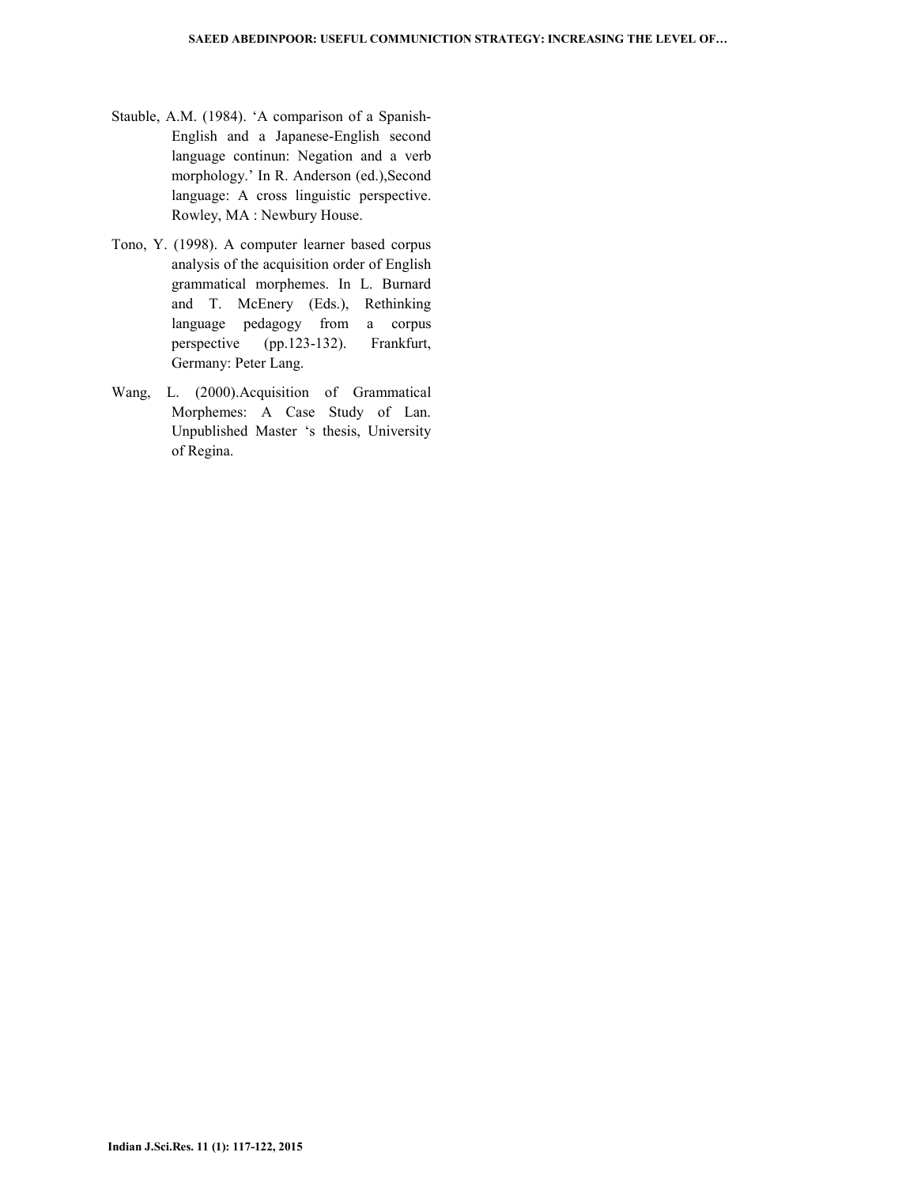Stauble, A.M. (1984). 'A comparison of a Spanish-English and a Japanese-English second language continun: Negation and a verb morphology.' In R. Anderson (ed.),Second language: A cross linguistic perspective. Rowley, MA : Newbury House.

Tono, Y. (1998). A computer learner based corpus analysis of the acquisition order of English grammatical morphemes. In L. Burnard and T. McEnery (Eds.), Rethinking language pedagogy from a corpus perspective (pp.123-132). Frankfurt, Germany: Peter Lang.

Wang, L. (2000).Acquisition of Grammatical Morphemes: A Case Study of Lan. Unpublished Master 's thesis, University of Regina.